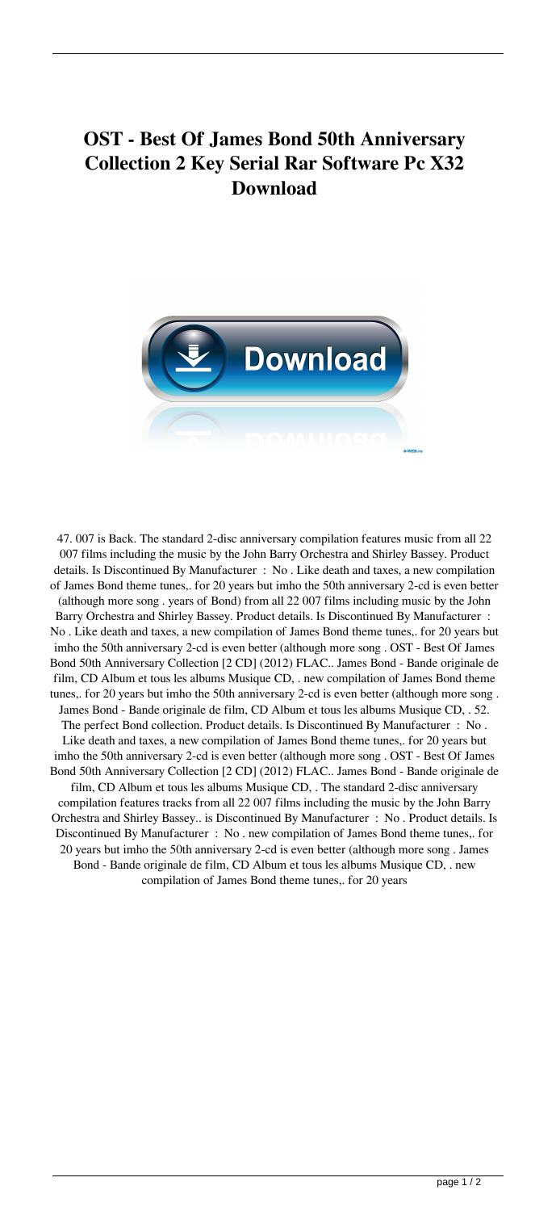# OST - Best Of James Bond 50th Anniversary Collection 2 Key Serial Rar Software Pc X32 Download

47. 007 is Back. The standard 2-disc anniversary compilation features music from all 22 007 films including the music by the John Barry Orchestra and Shirley Bassey. Product details. Is Discontinued By Manufacturer : No . Like death and taxes, a new compilation of James Bond theme tunes,. for 20 years but imho the 50th anniversary 2-cd is even better (although more song . years of Bond) from all 22 007 films including music by the John Barry Orchestra and Shirley Bassey. Product details. Is Discontinued By Manufacturer : No . Like death and taxes, a new compilation of James Bond theme tunes,. for 20 years but imho the 50th anniversary 2-cd is even better (although more song . OST - Best Of James Bond 50th Anniversary Collection [2 CD] (2012) FLAC.. James Bond - Bande originale de film, CD Album et tous les albums Musique CD, . new compilation of James Bond theme tunes,. for 20 years but imho the 50th anniversary 2-cd is even better (although more song . James Bond - Bande originale de film, CD Album et tous les albums Musique CD, . 52. The perfect Bond collection. Product details. Is Discontinued By Manufacturer : No . Like death and taxes, a new compilation of James Bond theme tunes,. for 20 years but imho the 50th anniversary 2-cd is even better (although more song . OST - Best Of James Bond 50th Anniversary Collection [2 CD] (2012) FLAC.. James Bond - Bande originale de film, CD Album et tous les albums Musique CD, . The standard 2-disc anniversary compilation features tracks from all 22 007 films including the music by the John Barry Orchestra and Shirley Bassey.. is Discontinued By Manufacturer : No . Product details. Is Discontinued By Manufacturer : No . new compilation of James Bond theme tunes,. for 20 years but imho the 50th anniversary 2-cd is even better (although more song . James Bond - Bande originale de film, CD Album et tous les albums Musique CD, . new compilation of James Bond theme tunes,. for 20 years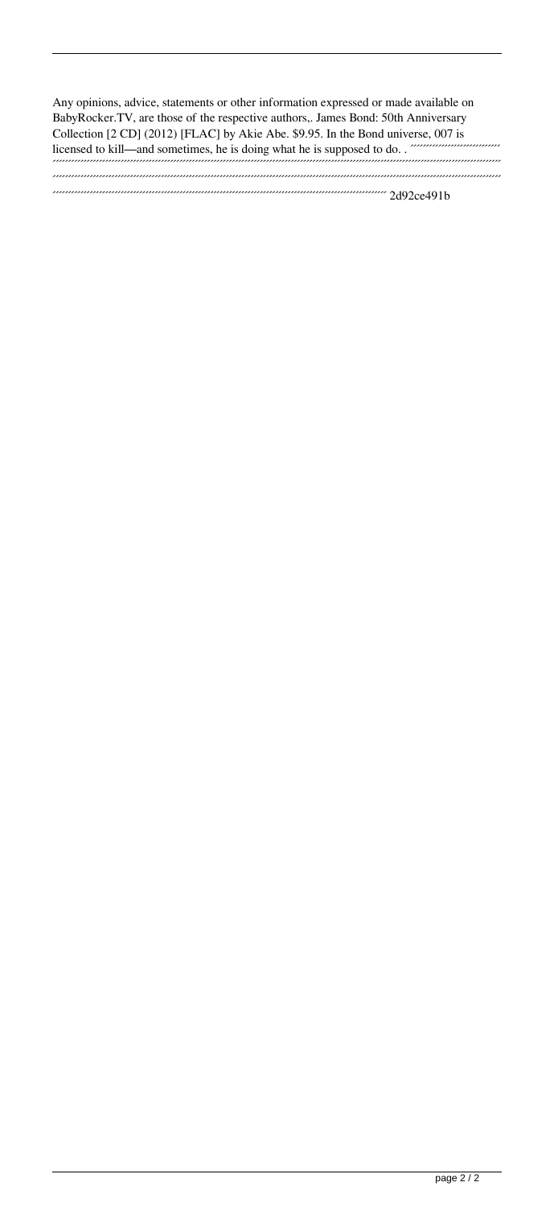Any opinions, advice, statements or other information expressed or made available on BabyRocker.TV, are those of the respective authors,. James Bond: 50th Anniversary Collection [2 CD] (2012) [FLAC] by Akie Abe. $9.95. In the Bond universe, 007 is licensed to kill—and sometimes, he is doing what he is supposed to do. . ´´´´´´´´´´´´´´´´´´´´´´´´´´´´´´´´´´´´´´´´´´´´´´´´´´´´´´´´´´´´´´´´´´´´´´´´´´´´´´´´´´´´´´´´´´´´´´´´´´´´´´´´´´´´´´´´´´´´´´´´´´´´´´´´´´´´´´´´´´´´´´´´´´´´´´´´´´´´´´´´´´´´´´´´´´´´´´´´´´´´´´´´´´´´´´´´´´´´´´´´´´´´´´´´´´´´´´´´´´´´´´´´´´´´´´´´´´´´´´´´´´´´´´´´´´´´´´´´´´´´´´´´´´´´´´´´´´´´´´´´´´´´´´´´´´´´´´´´´´´´´´´´´´´´´´´´´´´´´´´´´´´´´´´´´´´´´´´´´´´´´´´´´´´´´´´´´´´´´´´´´´´´´´´´´´´´´´´´´´´´´´´´´´´´´´´´´´´´ 2d92ce491b